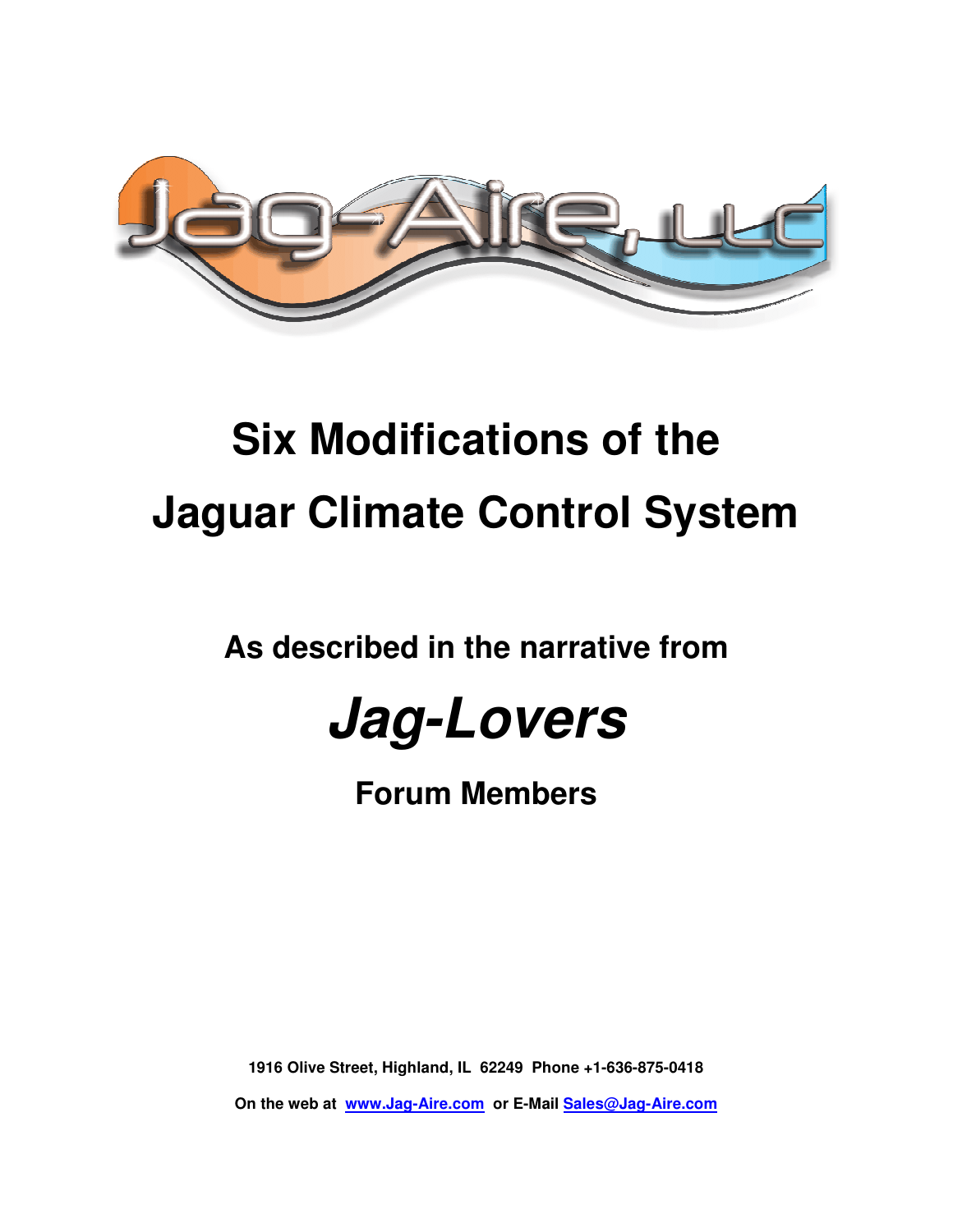Jag-Aire, LLC

# Six Modifications of the Jaguar Climate Control System

**As described in the narrative from**

## *Jag-Lovers*

**Forum Members**

**1916 Olive Street, Highland, IL 62249 Phone +1-636-875-0418**

**On the web at [www.Jag-Aire.com](http://www.Jag-Aire.com) or E-Mail [Sales@Jag-Aire.com](mailto:Sales@Jag-Aire.com)**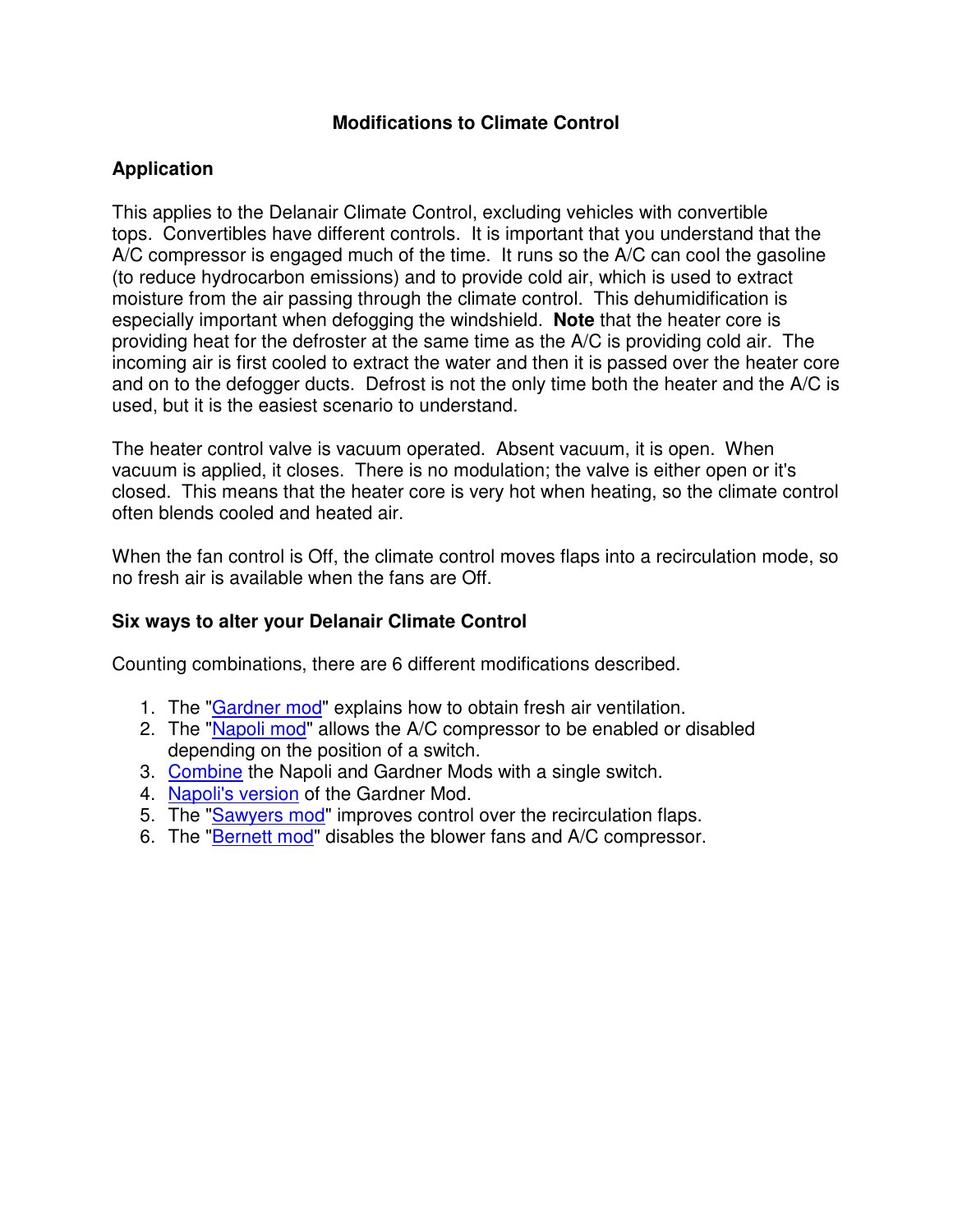## Modifications to Climate Control

### Application

This applies to the Delanair Climate Control, excluding vehicles with convertible tops. Convertibles have different controls. It is important that you understand that the A/C compressor is engaged much of the time. It runs so the A/C can cool the gasoline (to reduce hydrocarbon emissions) and to provide cold air, which is used to extract moisture from the air passing through the climate control. This dehumidification is especially important when defogging the windshield. **Note** that the heater core is providing heat for the defroster at the same time as the A/C is providing cold air. The incoming air is first cooled to extract the water and then it is passed over the heater core and on to the defogger ducts. Defrost is not the only time both the heater and the A/C is used, but it is the easiest scenario to understand.

The heater control valve is vacuum operated. Absent vacuum, it is open. When vacuum is applied, it closes. There is no modulation; the valve is either open or it's closed. This means that the heater core is very hot when heating, so the climate control often blends cooled and heated air.

When the fan control is Off, the climate control moves flaps into a recirculation mode, so no fresh air is available when the fans are Off.

### Six ways to alter your Delanair Climate Control

Counting combinations, there are 6 different modifications described.

1. The "Gardner mod" explains how to obtain fresh air ventilation.
2. The "Napoli mod" allows the A/C compressor to be enabled or disabled depending on the position of a switch.
3. Combine the Napoli and Gardner Mods with a single switch.
4. Napoli's version of the Gardner Mod.
5. The "Sawyers mod" improves control over the recirculation flaps.
6. The "Bernett mod" disables the blower fans and A/C compressor.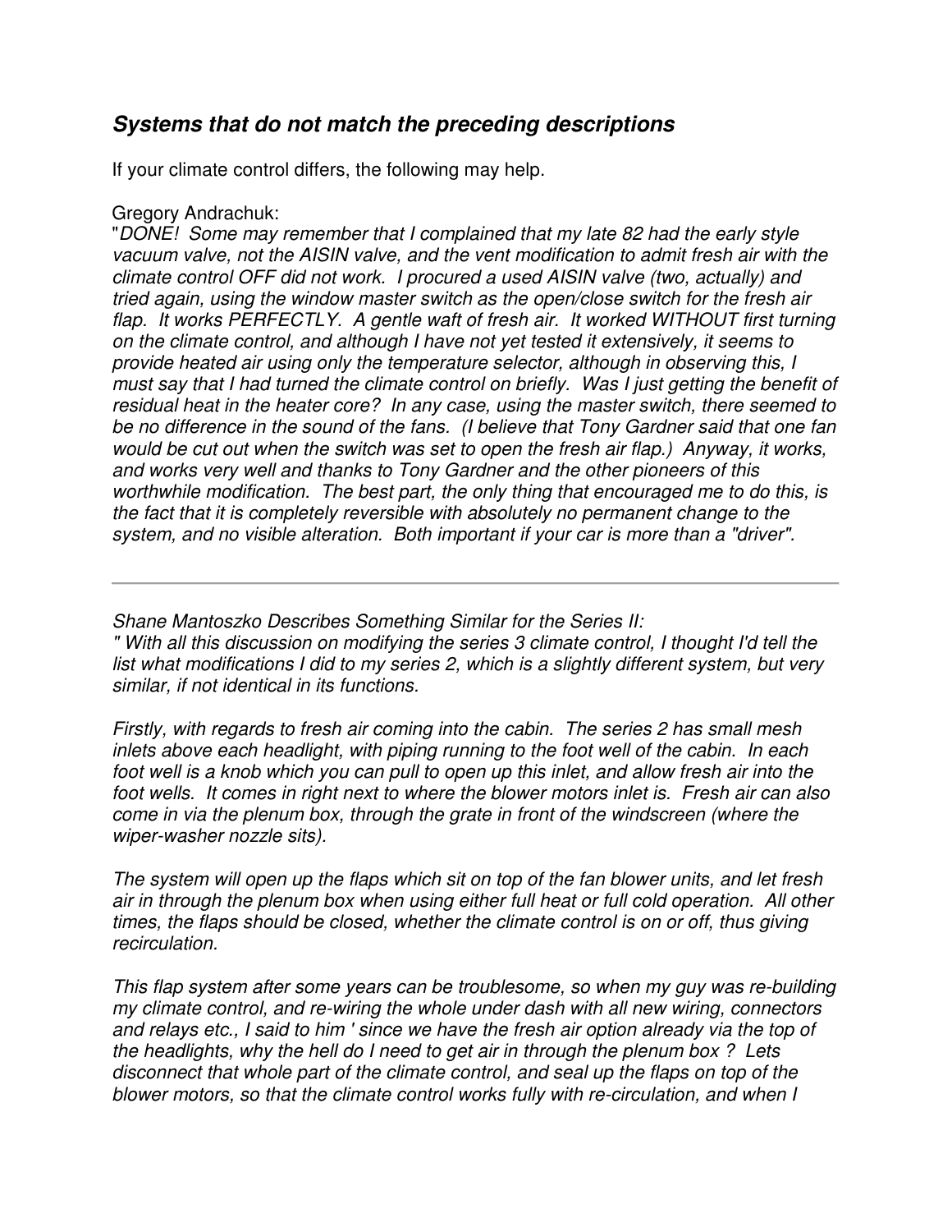## *Systems that do not match the preceding descriptions*

If your climate control differs, the following may help.

Gregory Andrachuk:

"*DONE! Some may remember that I complained that my late 82 had the early style vacuum valve, not the AISIN valve, and the vent modification to admit fresh air with the climate control OFF did not work. I procured a used AISIN valve (two, actually) and tried again, using the window master switch as the open/close switch for the fresh air flap. It works PERFECTLY. A gentle waft of fresh air. It worked WITHOUT first turning on the climate control, and although I have not yet tested it extensively, it seems to provide heated air using only the temperature selector, although in observing this, I must say that I had turned the climate control on briefly. Was I just getting the benefit of residual heat in the heater core? In any case, using the master switch, there seemed to be no difference in the sound of the fans. (I believe that Tony Gardner said that one fan would be cut out when the switch was set to open the fresh air flap.) Anyway, it works, and works very well and thanks to Tony Gardner and the other pioneers of this worthwhile modification. The best part, the only thing that encouraged me to do this, is the fact that it is completely reversible with absolutely no permanent change to the system, and no visible alteration. Both important if your car is more than a "driver".*

---

*Shane Mantoszko Describes Something Similar for the Series II:*

*" With all this discussion on modifying the series 3 climate control, I thought I'd tell the list what modifications I did to my series 2, which is a slightly different system, but very similar, if not identical in its functions.*

*Firstly, with regards to fresh air coming into the cabin. The series 2 has small mesh inlets above each headlight, with piping running to the foot well of the cabin. In each foot well is a knob which you can pull to open up this inlet, and allow fresh air into the foot wells. It comes in right next to where the blower motors inlet is. Fresh air can also come in via the plenum box, through the grate in front of the windscreen (where the wiper-washer nozzle sits).*

*The system will open up the flaps which sit on top of the fan blower units, and let fresh air in through the plenum box when using either full heat or full cold operation. All other times, the flaps should be closed, whether the climate control is on or off, thus giving recirculation.*

*This flap system after some years can be troublesome, so when my guy was re-building my climate control, and re-wiring the whole under dash with all new wiring, connectors and relays etc., I said to him ' since we have the fresh air option already via the top of the headlights, why the hell do I need to get air in through the plenum box ? Lets disconnect that whole part of the climate control, and seal up the flaps on top of the blower motors, so that the climate control works fully with re-circulation, and when I*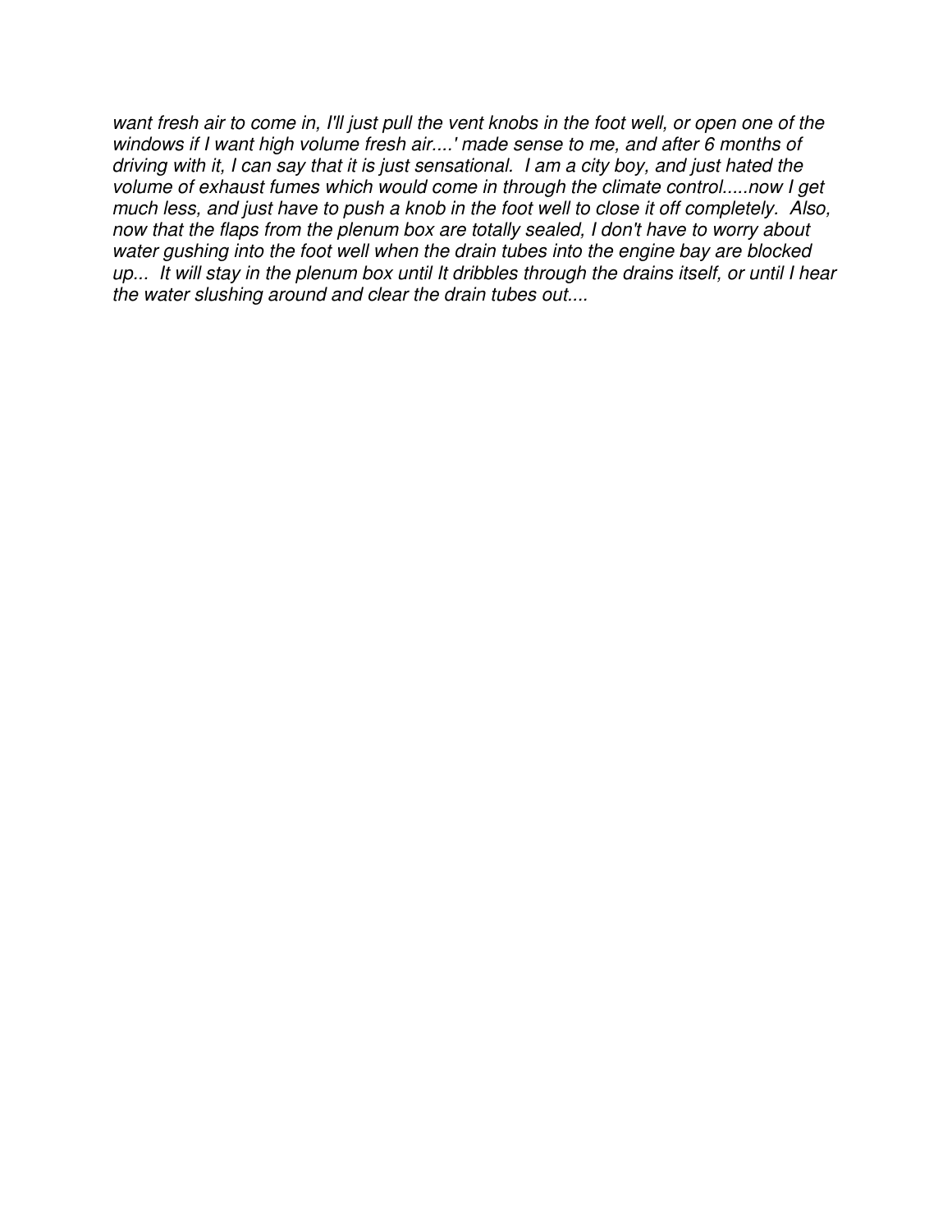*want fresh air to come in, I'll just pull the vent knobs in the foot well, or open one of the windows if I want high volume fresh air....' made sense to me, and after 6 months of driving with it, I can say that it is just sensational. I am a city boy, and just hated the volume of exhaust fumes which would come in through the climate control.....now I get much less, and just have to push a knob in the foot well to close it off completely. Also, now that the flaps from the plenum box are totally sealed, I don't have to worry about water gushing into the foot well when the drain tubes into the engine bay are blocked up... It will stay in the plenum box until It dribbles through the drains itself, or until I hear the water slushing around and clear the drain tubes out....*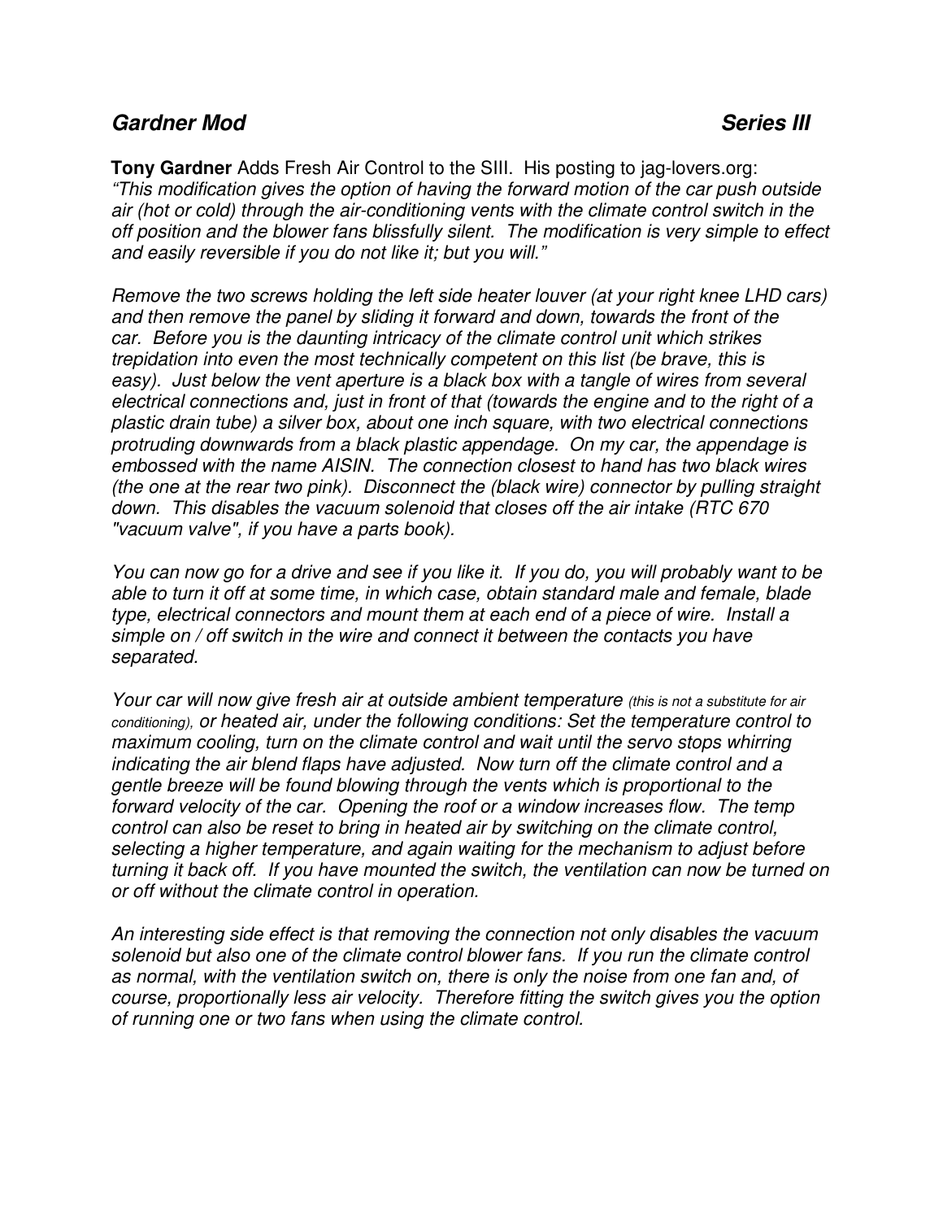## ***Gardner Mod*** ***Series III***

**Tony Gardner** Adds Fresh Air Control to the SIII. His posting to jag-lovers.org:
*"This modification gives the option of having the forward motion of the car push outside air (hot or cold) through the air-conditioning vents with the climate control switch in the off position and the blower fans blissfully silent. The modification is very simple to effect and easily reversible if you do not like it; but you will."*

*Remove the two screws holding the left side heater louver (at your right knee LHD cars) and then remove the panel by sliding it forward and down, towards the front of the car. Before you is the daunting intricacy of the climate control unit which strikes trepidation into even the most technically competent on this list (be brave, this is easy). Just below the vent aperture is a black box with a tangle of wires from several electrical connections and, just in front of that (towards the engine and to the right of a plastic drain tube) a silver box, about one inch square, with two electrical connections protruding downwards from a black plastic appendage. On my car, the appendage is embossed with the name AISIN. The connection closest to hand has two black wires (the one at the rear two pink). Disconnect the (black wire) connector by pulling straight down. This disables the vacuum solenoid that closes off the air intake (RTC 670 "vacuum valve", if you have a parts book).*

*You can now go for a drive and see if you like it. If you do, you will probably want to be able to turn it off at some time, in which case, obtain standard male and female, blade type, electrical connectors and mount them at each end of a piece of wire. Install a simple on / off switch in the wire and connect it between the contacts you have separated.*

*Your car will now give fresh air at outside ambient temperature (this is not a substitute for air conditioning), or heated air, under the following conditions: Set the temperature control to maximum cooling, turn on the climate control and wait until the servo stops whirring indicating the air blend flaps have adjusted. Now turn off the climate control and a gentle breeze will be found blowing through the vents which is proportional to the forward velocity of the car. Opening the roof or a window increases flow. The temp control can also be reset to bring in heated air by switching on the climate control, selecting a higher temperature, and again waiting for the mechanism to adjust before turning it back off. If you have mounted the switch, the ventilation can now be turned on or off without the climate control in operation.*

*An interesting side effect is that removing the connection not only disables the vacuum solenoid but also one of the climate control blower fans. If you run the climate control as normal, with the ventilation switch on, there is only the noise from one fan and, of course, proportionally less air velocity. Therefore fitting the switch gives you the option of running one or two fans when using the climate control.*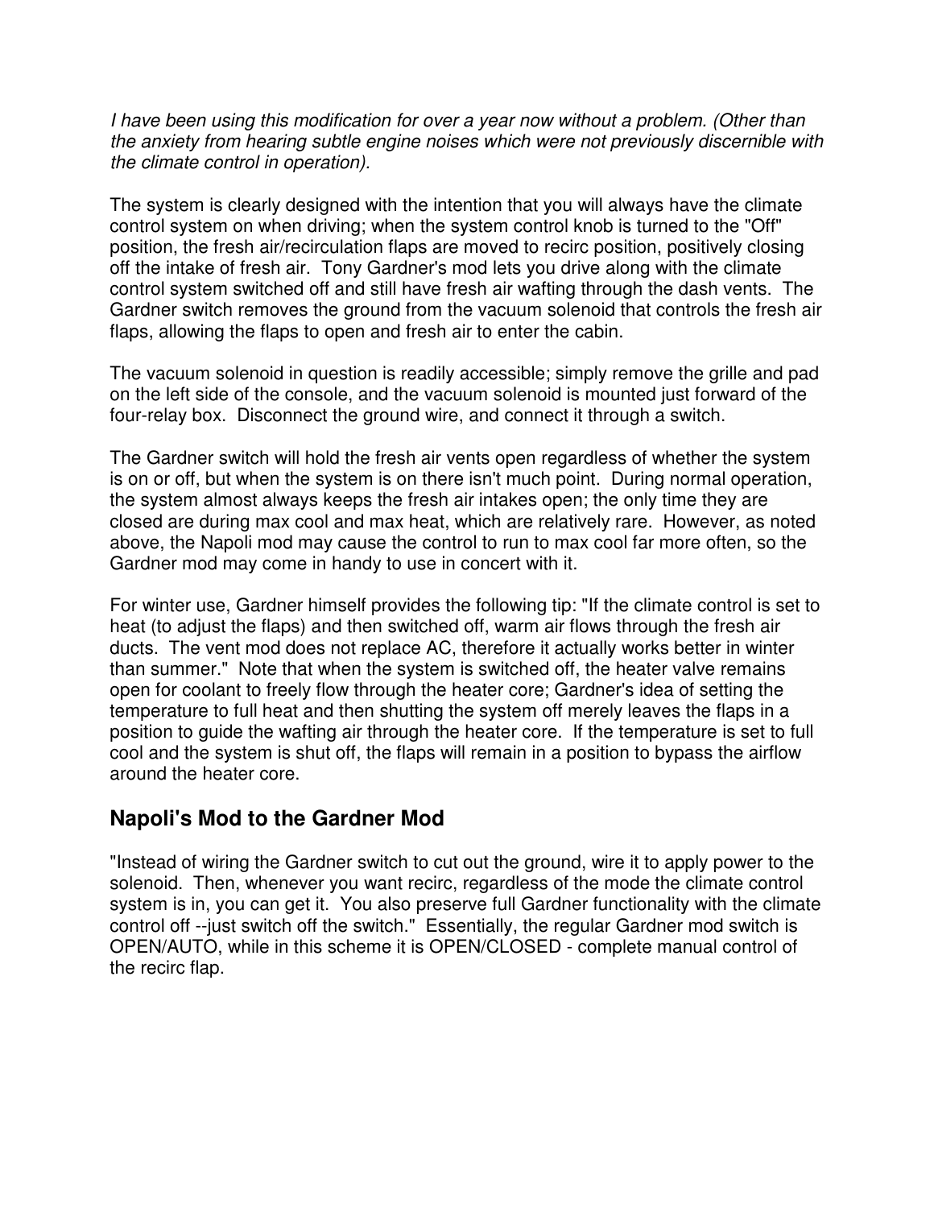*I have been using this modification for over a year now without a problem. (Other than the anxiety from hearing subtle engine noises which were not previously discernible with the climate control in operation).*

The system is clearly designed with the intention that you will always have the climate control system on when driving; when the system control knob is turned to the "Off" position, the fresh air/recirculation flaps are moved to recirc position, positively closing off the intake of fresh air. Tony Gardner's mod lets you drive along with the climate control system switched off and still have fresh air wafting through the dash vents. The Gardner switch removes the ground from the vacuum solenoid that controls the fresh air flaps, allowing the flaps to open and fresh air to enter the cabin.

The vacuum solenoid in question is readily accessible; simply remove the grille and pad on the left side of the console, and the vacuum solenoid is mounted just forward of the four-relay box. Disconnect the ground wire, and connect it through a switch.

The Gardner switch will hold the fresh air vents open regardless of whether the system is on or off, but when the system is on there isn't much point. During normal operation, the system almost always keeps the fresh air intakes open; the only time they are closed are during max cool and max heat, which are relatively rare. However, as noted above, the Napoli mod may cause the control to run to max cool far more often, so the Gardner mod may come in handy to use in concert with it.

For winter use, Gardner himself provides the following tip: "If the climate control is set to heat (to adjust the flaps) and then switched off, warm air flows through the fresh air ducts. The vent mod does not replace AC, therefore it actually works better in winter than summer." Note that when the system is switched off, the heater valve remains open for coolant to freely flow through the heater core; Gardner's idea of setting the temperature to full heat and then shutting the system off merely leaves the flaps in a position to guide the wafting air through the heater core. If the temperature is set to full cool and the system is shut off, the flaps will remain in a position to bypass the airflow around the heater core.

## Napoli's Mod to the Gardner Mod

"Instead of wiring the Gardner switch to cut out the ground, wire it to apply power to the solenoid. Then, whenever you want recirc, regardless of the mode the climate control system is in, you can get it. You also preserve full Gardner functionality with the climate control off --just switch off the switch." Essentially, the regular Gardner mod switch is OPEN/AUTO, while in this scheme it is OPEN/CLOSED - complete manual control of the recirc flap.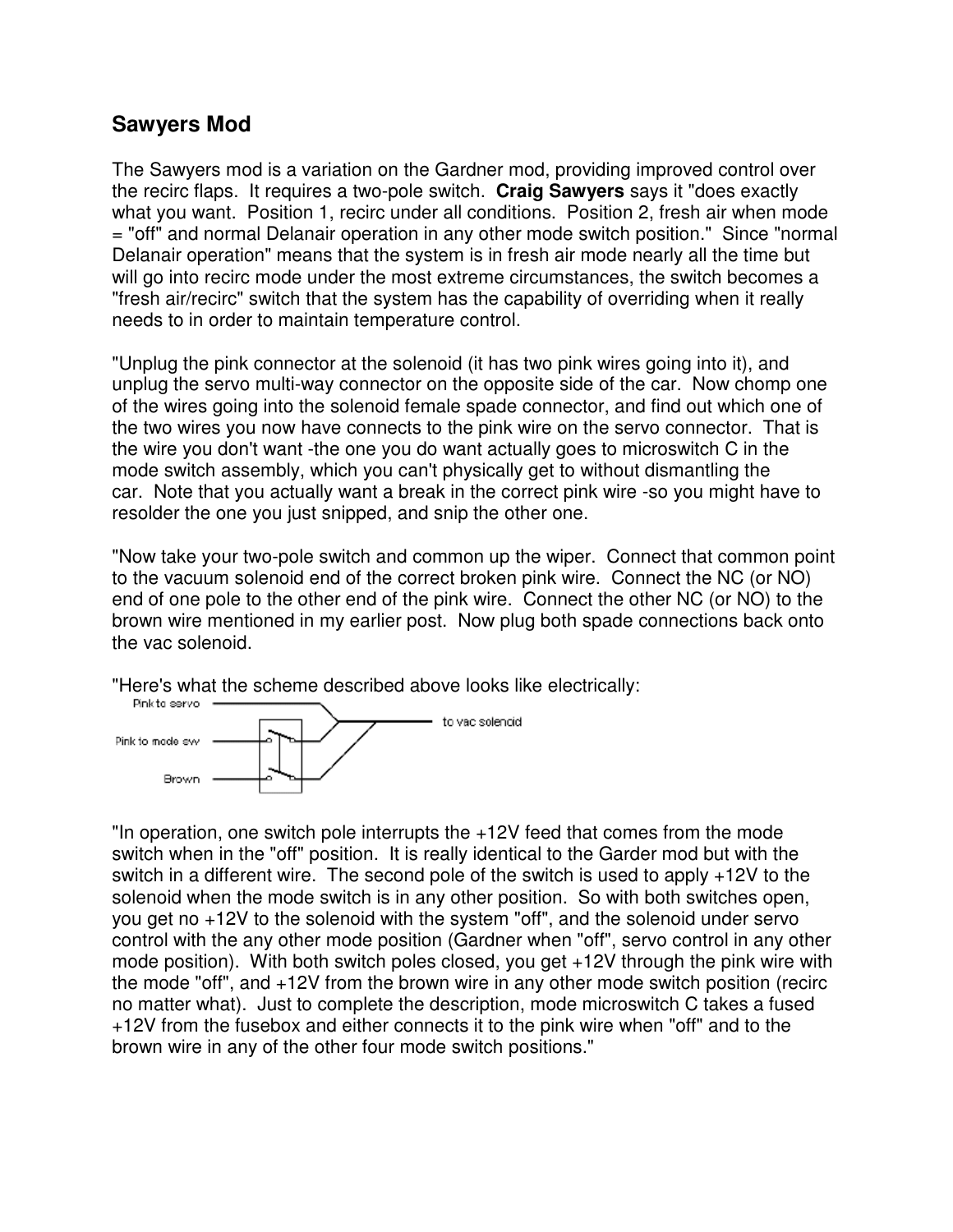## Sawyers Mod

The Sawyers mod is a variation on the Gardner mod, providing improved control over the recirc flaps. It requires a two-pole switch. **Craig Sawyers** says it "does exactly what you want. Position 1, recirc under all conditions. Position 2, fresh air when mode = "off" and normal Delanair operation in any other mode switch position." Since "normal Delanair operation" means that the system is in fresh air mode nearly all the time but will go into recirc mode under the most extreme circumstances, the switch becomes a "fresh air/recirc" switch that the system has the capability of overriding when it really needs to in order to maintain temperature control.

"Unplug the pink connector at the solenoid (it has two pink wires going into it), and unplug the servo multi-way connector on the opposite side of the car. Now chomp one of the wires going into the solenoid female spade connector, and find out which one of the two wires you now have connects to the pink wire on the servo connector. That is the wire you don't want -the one you do want actually goes to microswitch C in the mode switch assembly, which you can't physically get to without dismantling the car. Note that you actually want a break in the correct pink wire -so you might have to resolder the one you just snipped, and snip the other one.

"Now take your two-pole switch and common up the wiper. Connect that common point to the vacuum solenoid end of the correct broken pink wire. Connect the NC (or NO) end of one pole to the other end of the pink wire. Connect the other NC (or NO) to the brown wire mentioned in my earlier post. Now plug both spade connections back onto the vac solenoid.

"Here's what the scheme described above looks like electrically:

Pink to servo

Pink to mode sw

Brown

to vac solenoid

"In operation, one switch pole interrupts the +12V feed that comes from the mode switch when in the "off" position. It is really identical to the Garder mod but with the switch in a different wire. The second pole of the switch is used to apply +12V to the solenoid when the mode switch is in any other position. So with both switches open, you get no +12V to the solenoid with the system "off", and the solenoid under servo control with the any other mode position (Gardner when "off", servo control in any other mode position). With both switch poles closed, you get +12V through the pink wire with the mode "off", and +12V from the brown wire in any other mode switch position (recirc no matter what). Just to complete the description, mode microswitch C takes a fused +12V from the fusebox and either connects it to the pink wire when "off" and to the brown wire in any of the other four mode switch positions."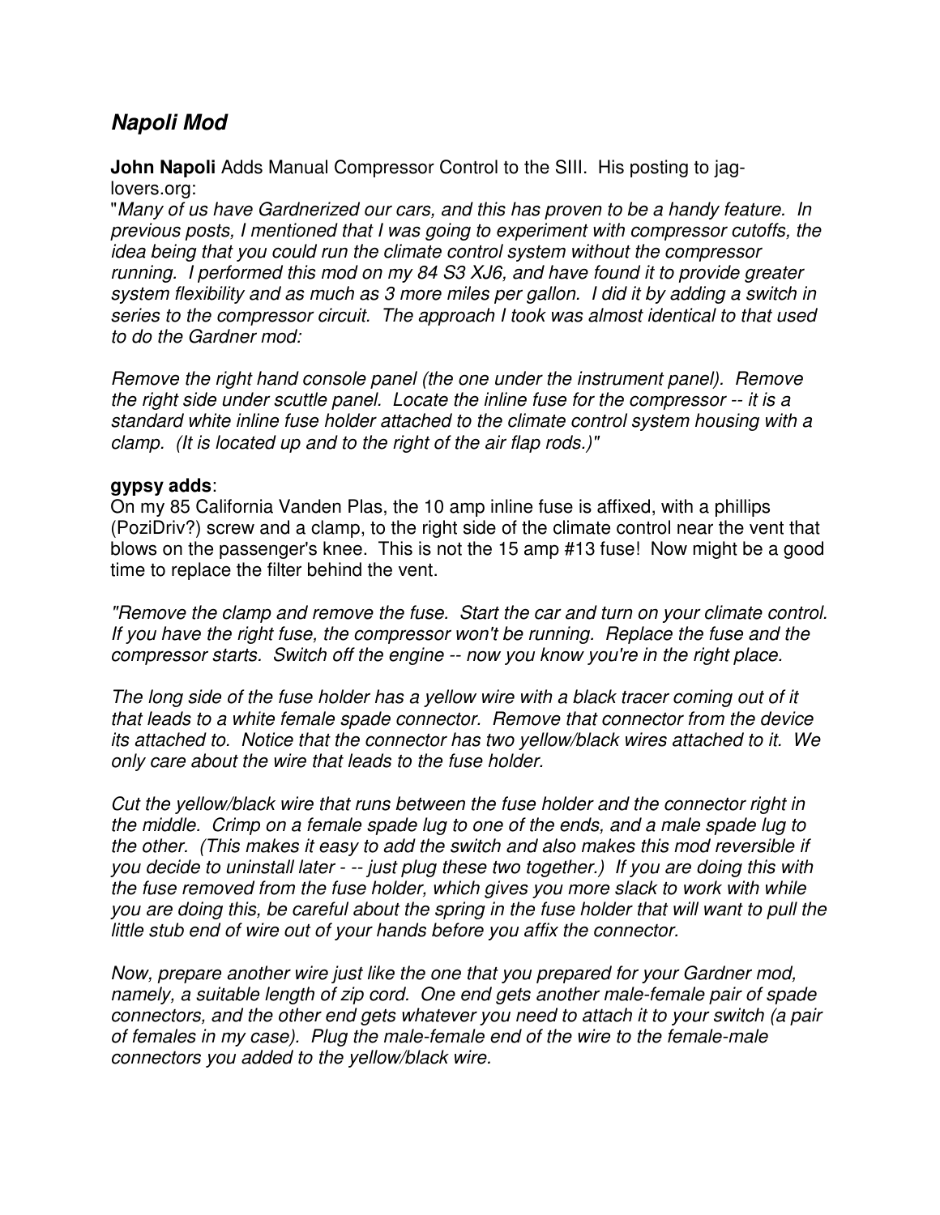## *Napoli Mod*

**John Napoli** Adds Manual Compressor Control to the SIII. His posting to jag-lovers.org:

"*Many of us have Gardnerized our cars, and this has proven to be a handy feature. In previous posts, I mentioned that I was going to experiment with compressor cutoffs, the idea being that you could run the climate control system without the compressor running. I performed this mod on my 84 S3 XJ6, and have found it to provide greater system flexibility and as much as 3 more miles per gallon. I did it by adding a switch in series to the compressor circuit. The approach I took was almost identical to that used to do the Gardner mod:*

*Remove the right hand console panel (the one under the instrument panel). Remove the right side under scuttle panel. Locate the inline fuse for the compressor -- it is a standard white inline fuse holder attached to the climate control system housing with a clamp. (It is located up and to the right of the air flap rods.)"*

**gypsy adds**:
On my 85 California Vanden Plas, the 10 amp inline fuse is affixed, with a phillips (PoziDriv?) screw and a clamp, to the right side of the climate control near the vent that blows on the passenger's knee. This is not the 15 amp #13 fuse! Now might be a good time to replace the filter behind the vent.

*"Remove the clamp and remove the fuse. Start the car and turn on your climate control. If you have the right fuse, the compressor won't be running. Replace the fuse and the compressor starts. Switch off the engine -- now you know you're in the right place.*

*The long side of the fuse holder has a yellow wire with a black tracer coming out of it that leads to a white female spade connector. Remove that connector from the device its attached to. Notice that the connector has two yellow/black wires attached to it. We only care about the wire that leads to the fuse holder.*

*Cut the yellow/black wire that runs between the fuse holder and the connector right in the middle. Crimp on a female spade lug to one of the ends, and a male spade lug to the other. (This makes it easy to add the switch and also makes this mod reversible if you decide to uninstall later - -- just plug these two together.) If you are doing this with the fuse removed from the fuse holder, which gives you more slack to work with while you are doing this, be careful about the spring in the fuse holder that will want to pull the little stub end of wire out of your hands before you affix the connector.*

*Now, prepare another wire just like the one that you prepared for your Gardner mod, namely, a suitable length of zip cord. One end gets another male-female pair of spade connectors, and the other end gets whatever you need to attach it to your switch (a pair of females in my case). Plug the male-female end of the wire to the female-male connectors you added to the yellow/black wire.*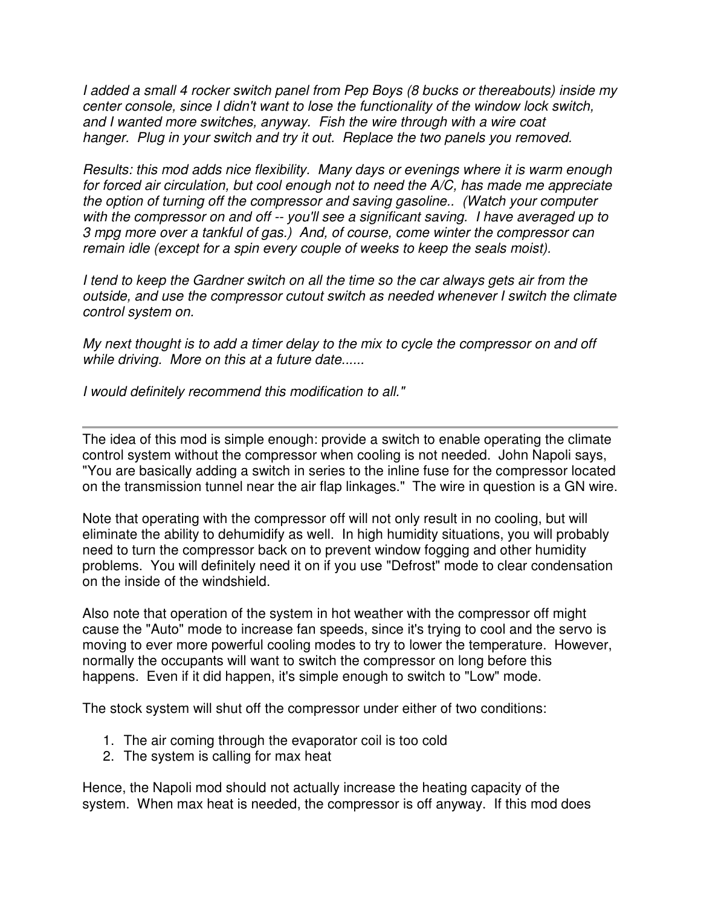*I added a small 4 rocker switch panel from Pep Boys (8 bucks or thereabouts) inside my center console, since I didn't want to lose the functionality of the window lock switch, and I wanted more switches, anyway. Fish the wire through with a wire coat hanger. Plug in your switch and try it out. Replace the two panels you removed.*

*Results: this mod adds nice flexibility. Many days or evenings where it is warm enough for forced air circulation, but cool enough not to need the A/C, has made me appreciate the option of turning off the compressor and saving gasoline.. (Watch your computer with the compressor on and off -- you'll see a significant saving. I have averaged up to 3 mpg more over a tankful of gas.) And, of course, come winter the compressor can remain idle (except for a spin every couple of weeks to keep the seals moist).*

*I tend to keep the Gardner switch on all the time so the car always gets air from the outside, and use the compressor cutout switch as needed whenever I switch the climate control system on.*

*My next thought is to add a timer delay to the mix to cycle the compressor on and off while driving. More on this at a future date......*

*I would definitely recommend this modification to all."*

---

The idea of this mod is simple enough: provide a switch to enable operating the climate control system without the compressor when cooling is not needed. John Napoli says, "You are basically adding a switch in series to the inline fuse for the compressor located on the transmission tunnel near the air flap linkages." The wire in question is a GN wire.

Note that operating with the compressor off will not only result in no cooling, but will eliminate the ability to dehumidify as well. In high humidity situations, you will probably need to turn the compressor back on to prevent window fogging and other humidity problems. You will definitely need it on if you use "Defrost" mode to clear condensation on the inside of the windshield.

Also note that operation of the system in hot weather with the compressor off might cause the "Auto" mode to increase fan speeds, since it's trying to cool and the servo is moving to ever more powerful cooling modes to try to lower the temperature. However, normally the occupants will want to switch the compressor on long before this happens. Even if it did happen, it's simple enough to switch to "Low" mode.

The stock system will shut off the compressor under either of two conditions:

1. The air coming through the evaporator coil is too cold
2. The system is calling for max heat

Hence, the Napoli mod should not actually increase the heating capacity of the system. When max heat is needed, the compressor is off anyway. If this mod does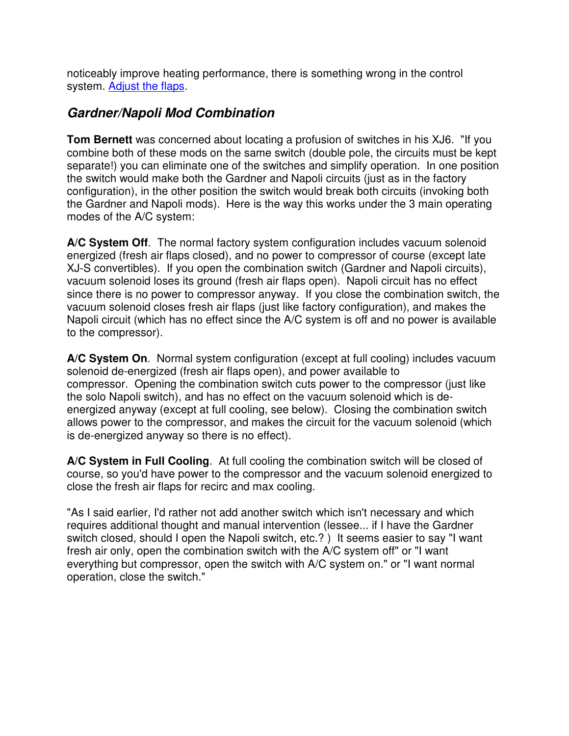noticeably improve heating performance, there is something wrong in the control system. [Adjust the flaps](#).

### *Gardner/Napoli Mod Combination*

**Tom Bernett** was concerned about locating a profusion of switches in his XJ6. "If you combine both of these mods on the same switch (double pole, the circuits must be kept separate!) you can eliminate one of the switches and simplify operation. In one position the switch would make both the Gardner and Napoli circuits (just as in the factory configuration), in the other position the switch would break both circuits (invoking both the Gardner and Napoli mods). Here is the way this works under the 3 main operating modes of the A/C system:

**A/C System Off**. The normal factory system configuration includes vacuum solenoid energized (fresh air flaps closed), and no power to compressor of course (except late XJ-S convertibles). If you open the combination switch (Gardner and Napoli circuits), vacuum solenoid loses its ground (fresh air flaps open). Napoli circuit has no effect since there is no power to compressor anyway. If you close the combination switch, the vacuum solenoid closes fresh air flaps (just like factory configuration), and makes the Napoli circuit (which has no effect since the A/C system is off and no power is available to the compressor).

**A/C System On**. Normal system configuration (except at full cooling) includes vacuum solenoid de-energized (fresh air flaps open), and power available to compressor. Opening the combination switch cuts power to the compressor (just like the solo Napoli switch), and has no effect on the vacuum solenoid which is de-energized anyway (except at full cooling, see below). Closing the combination switch allows power to the compressor, and makes the circuit for the vacuum solenoid (which is de-energized anyway so there is no effect).

**A/C System in Full Cooling**. At full cooling the combination switch will be closed of course, so you'd have power to the compressor and the vacuum solenoid energized to close the fresh air flaps for recirc and max cooling.

"As I said earlier, I'd rather not add another switch which isn't necessary and which requires additional thought and manual intervention (lessee... if I have the Gardner switch closed, should I open the Napoli switch, etc.? ) It seems easier to say "I want fresh air only, open the combination switch with the A/C system off" or "I want everything but compressor, open the switch with A/C system on." or "I want normal operation, close the switch."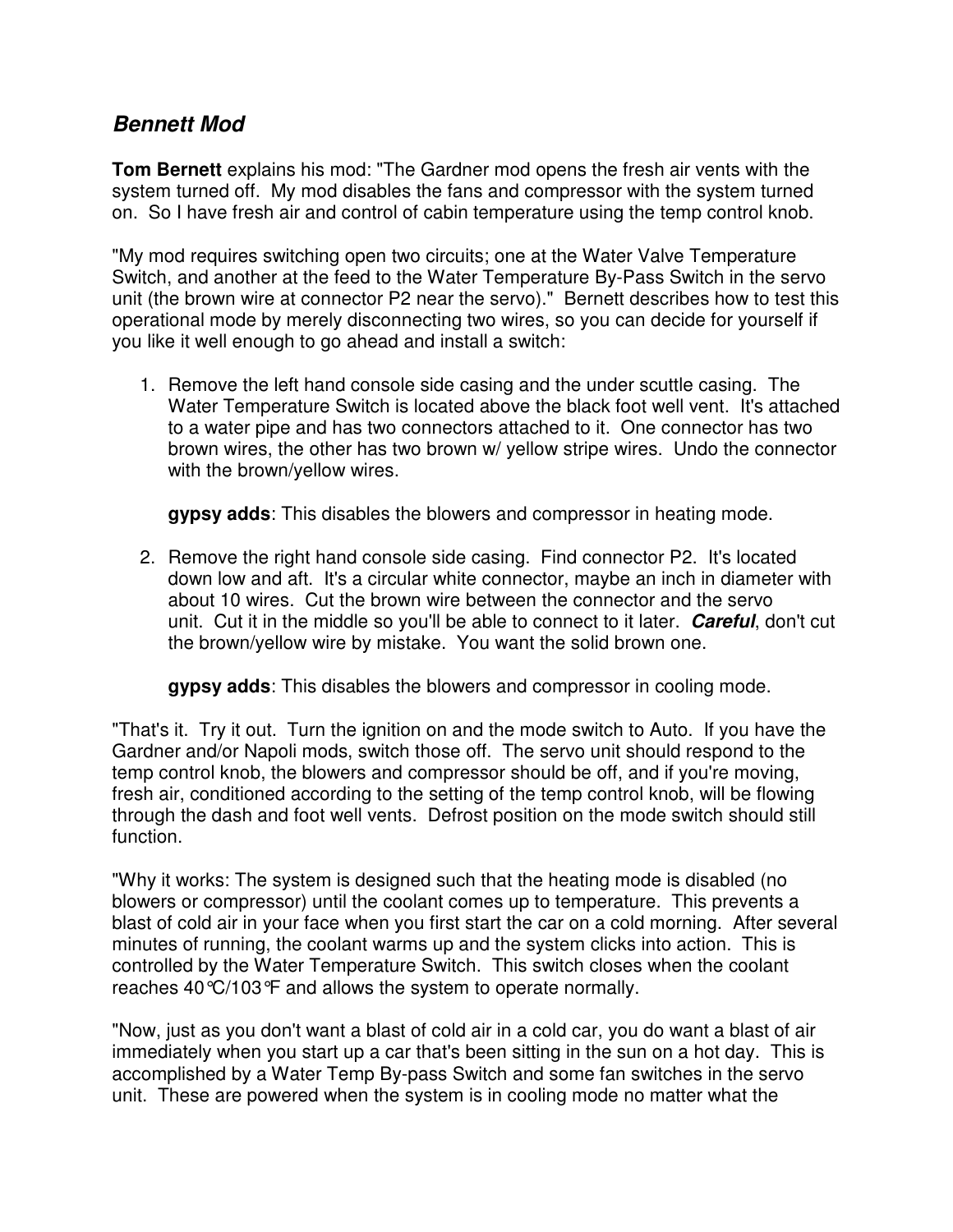## ***Bennett Mod***

**Tom Bernett** explains his mod: "The Gardner mod opens the fresh air vents with the system turned off. My mod disables the fans and compressor with the system turned on. So I have fresh air and control of cabin temperature using the temp control knob.

"My mod requires switching open two circuits; one at the Water Valve Temperature Switch, and another at the feed to the Water Temperature By-Pass Switch in the servo unit (the brown wire at connector P2 near the servo)." Bernett describes how to test this operational mode by merely disconnecting two wires, so you can decide for yourself if you like it well enough to go ahead and install a switch:

1. Remove the left hand console side casing and the under scuttle casing. The Water Temperature Switch is located above the black foot well vent. It's attached to a water pipe and has two connectors attached to it. One connector has two brown wires, the other has two brown w/ yellow stripe wires. Undo the connector with the brown/yellow wires.

   **gypsy adds**: This disables the blowers and compressor in heating mode.

2. Remove the right hand console side casing. Find connector P2. It's located down low and aft. It's a circular white connector, maybe an inch in diameter with about 10 wires. Cut the brown wire between the connector and the servo unit. Cut it in the middle so you'll be able to connect to it later. ***Careful***, don't cut the brown/yellow wire by mistake. You want the solid brown one.

   **gypsy adds**: This disables the blowers and compressor in cooling mode.

"That's it. Try it out. Turn the ignition on and the mode switch to Auto. If you have the Gardner and/or Napoli mods, switch those off. The servo unit should respond to the temp control knob, the blowers and compressor should be off, and if you're moving, fresh air, conditioned according to the setting of the temp control knob, will be flowing through the dash and foot well vents. Defrost position on the mode switch should still function.

"Why it works: The system is designed such that the heating mode is disabled (no blowers or compressor) until the coolant comes up to temperature. This prevents a blast of cold air in your face when you first start the car on a cold morning. After several minutes of running, the coolant warms up and the system clicks into action. This is controlled by the Water Temperature Switch. This switch closes when the coolant reaches 40°C/103°F and allows the system to operate normally.

"Now, just as you don't want a blast of cold air in a cold car, you do want a blast of air immediately when you start up a car that's been sitting in the sun on a hot day. This is accomplished by a Water Temp By-pass Switch and some fan switches in the servo unit. These are powered when the system is in cooling mode no matter what the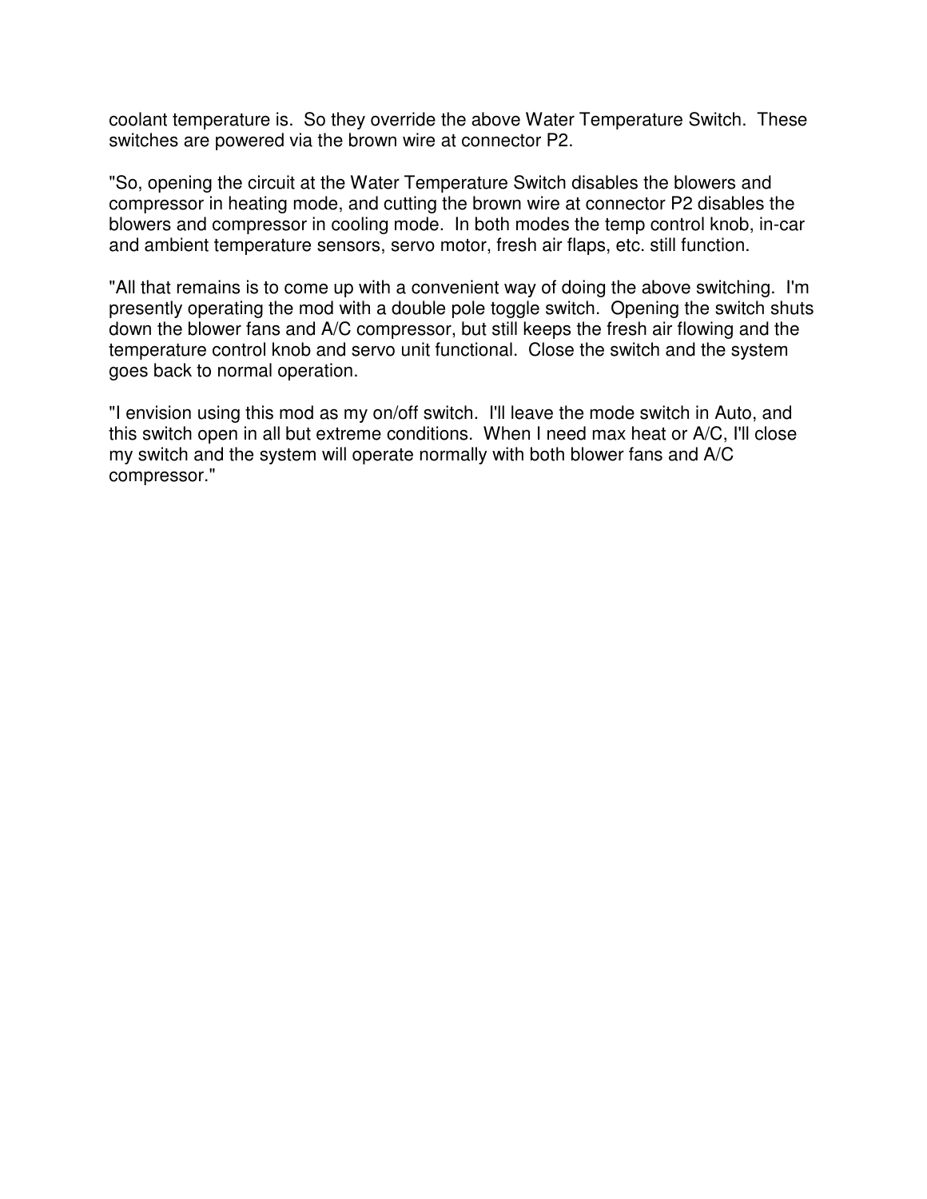coolant temperature is.  So they override the above Water Temperature Switch.  These switches are powered via the brown wire at connector P2.

"So, opening the circuit at the Water Temperature Switch disables the blowers and compressor in heating mode, and cutting the brown wire at connector P2 disables the blowers and compressor in cooling mode.  In both modes the temp control knob, in-car and ambient temperature sensors, servo motor, fresh air flaps, etc. still function.

"All that remains is to come up with a convenient way of doing the above switching.  I'm presently operating the mod with a double pole toggle switch.  Opening the switch shuts down the blower fans and A/C compressor, but still keeps the fresh air flowing and the temperature control knob and servo unit functional.  Close the switch and the system goes back to normal operation.

"I envision using this mod as my on/off switch.  I'll leave the mode switch in Auto, and this switch open in all but extreme conditions.  When I need max heat or A/C, I'll close my switch and the system will operate normally with both blower fans and A/C compressor."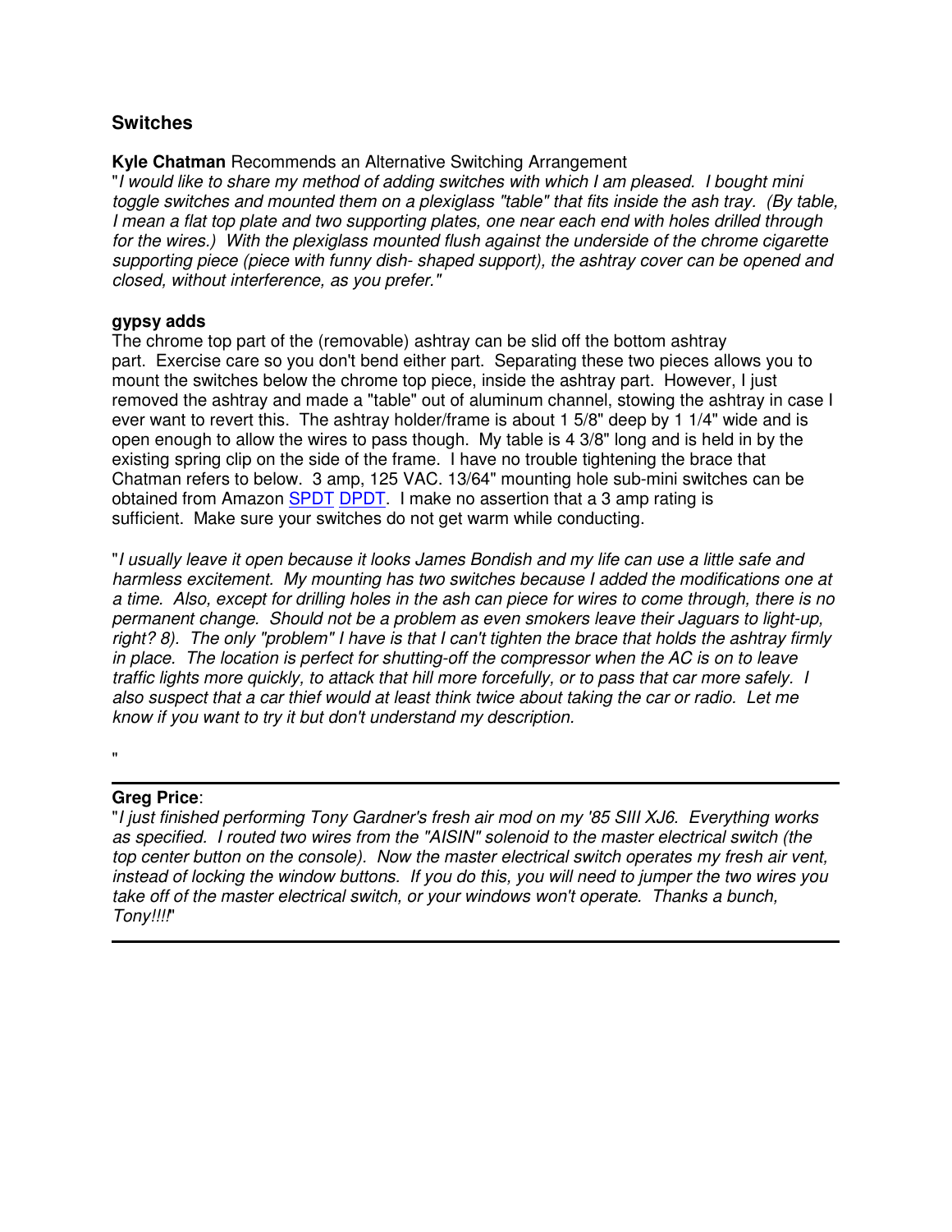## Switches

**Kyle Chatman** Recommends an Alternative Switching Arrangement

"*I would like to share my method of adding switches with which I am pleased. I bought mini toggle switches and mounted them on a plexiglass "table" that fits inside the ash tray. (By table, I mean a flat top plate and two supporting plates, one near each end with holes drilled through for the wires.) With the plexiglass mounted flush against the underside of the chrome cigarette supporting piece (piece with funny dish- shaped support), the ashtray cover can be opened and closed, without interference, as you prefer."*

**gypsy adds**

The chrome top part of the (removable) ashtray can be slid off the bottom ashtray part. Exercise care so you don't bend either part. Separating these two pieces allows you to mount the switches below the chrome top piece, inside the ashtray part. However, I just removed the ashtray and made a "table" out of aluminum channel, stowing the ashtray in case I ever want to revert this. The ashtray holder/frame is about 1 5/8" deep by 1 1/4" wide and is open enough to allow the wires to pass though. My table is 4 3/8" long and is held in by the existing spring clip on the side of the frame. I have no trouble tightening the brace that Chatman refers to below. 3 amp, 125 VAC. 13/64" mounting hole sub-mini switches can be obtained from Amazon SPDT DPDT. I make no assertion that a 3 amp rating is sufficient. Make sure your switches do not get warm while conducting.

"*I usually leave it open because it looks James Bondish and my life can use a little safe and harmless excitement. My mounting has two switches because I added the modifications one at a time. Also, except for drilling holes in the ash can piece for wires to come through, there is no permanent change. Should not be a problem as even smokers leave their Jaguars to light-up, right? 8). The only "problem" I have is that I can't tighten the brace that holds the ashtray firmly in place. The location is perfect for shutting-off the compressor when the AC is on to leave traffic lights more quickly, to attack that hill more forcefully, or to pass that car more safely. I also suspect that a car thief would at least think twice about taking the car or radio. Let me know if you want to try it but don't understand my description.*

"

---

**Greg Price**:

"*I just finished performing Tony Gardner's fresh air mod on my '85 SIII XJ6. Everything works as specified. I routed two wires from the "AISIN" solenoid to the master electrical switch (the top center button on the console). Now the master electrical switch operates my fresh air vent, instead of locking the window buttons. If you do this, you will need to jumper the two wires you take off of the master electrical switch, or your windows won't operate. Thanks a bunch, Tony!!!!*"

---